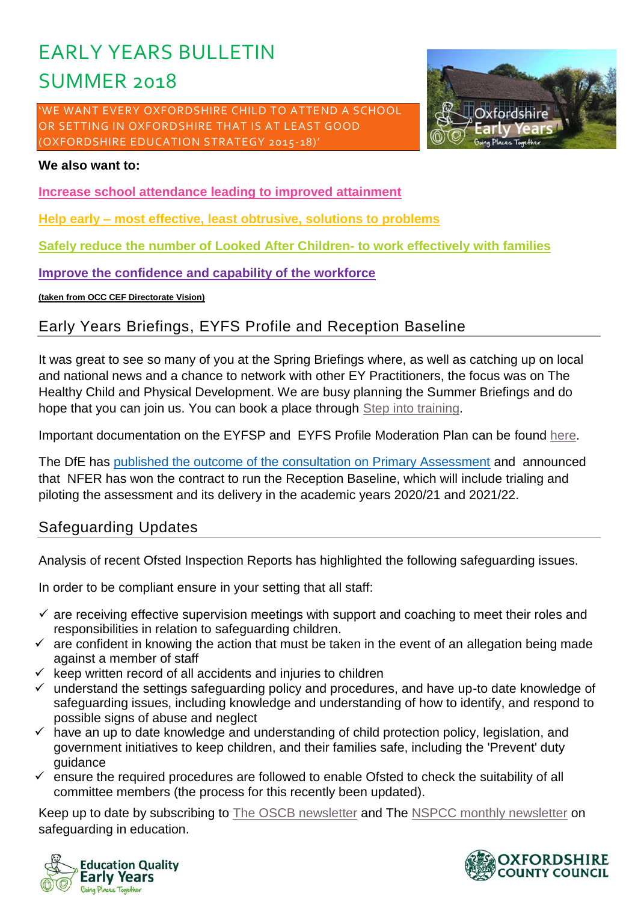# EARLY YEARS BULLETIN SUMMER 2018

'WE WANT EVERY OXFORDSHIRE CHILD TO ATTEND A SCHOOL OR SETTING IN OXFORDSHIRE THAT IS AT LEAST GOOD (OXFORDSHIRE EDUCATION STRATEGY 2015-18)'

**We also want to:**

**Increase school attendance leading to improved attainment**

**Help early – most effective, least obtrusive, solutions to problems**

**Safely reduce the number of Looked After Children- to work effectively with families**

**Improve the confidence and capability of the workforce**

**(taken from OCC CEF Directorate Vision)**

## Early Years Briefings, EYFS Profile and Reception Baseline

It was great to see so many of you at the Spring Briefings where, as well as catching up on local and national news and a chance to network with other EY Practitioners, the focus was on The Healthy Child and Physical Development. We are busy planning the Summer Briefings and do hope that you can join us. You can book a place through Step into training.

Important documentation on the EYFSP and EYFS Profile Moderation Plan can be found here.

The DfE has published the outcome of the consultation on Primary Assessment and announced that NFER has won the contract to run the Reception Baseline, which will include trialing and piloting the assessment and its delivery in the academic years 2020/21 and 2021/22.

## Safeguarding Updates

Analysis of recent Ofsted Inspection Reports has highlighted the following safeguarding issues.

In order to be compliant ensure in your setting that all staff:

- ✓ are receiving effective supervision meetings with support and coaching to meet their roles and responsibilities in relation to safeguarding children.
- ✓ are confident in knowing the action that must be taken in the event of an allegation being made against a member of staff
- ✓ keep written record of all accidents and injuries to children
- ✓ understand the settings safeguarding policy and procedures, and have up-to date knowledge of safeguarding issues, including knowledge and understanding of how to identify, and respond to possible signs of abuse and neglect
- ✓ have an up to date knowledge and understanding of child protection policy, legislation, and government initiatives to keep children, and their families safe, including the 'Prevent' duty guidance
- ✓ ensure the required procedures are followed to enable Ofsted to check the suitability of all committee members (the process for this recently been updated).

Keep up to date by subscribing to The OSCB newsletter and The NSPCC monthly newsletter on safeguarding in education.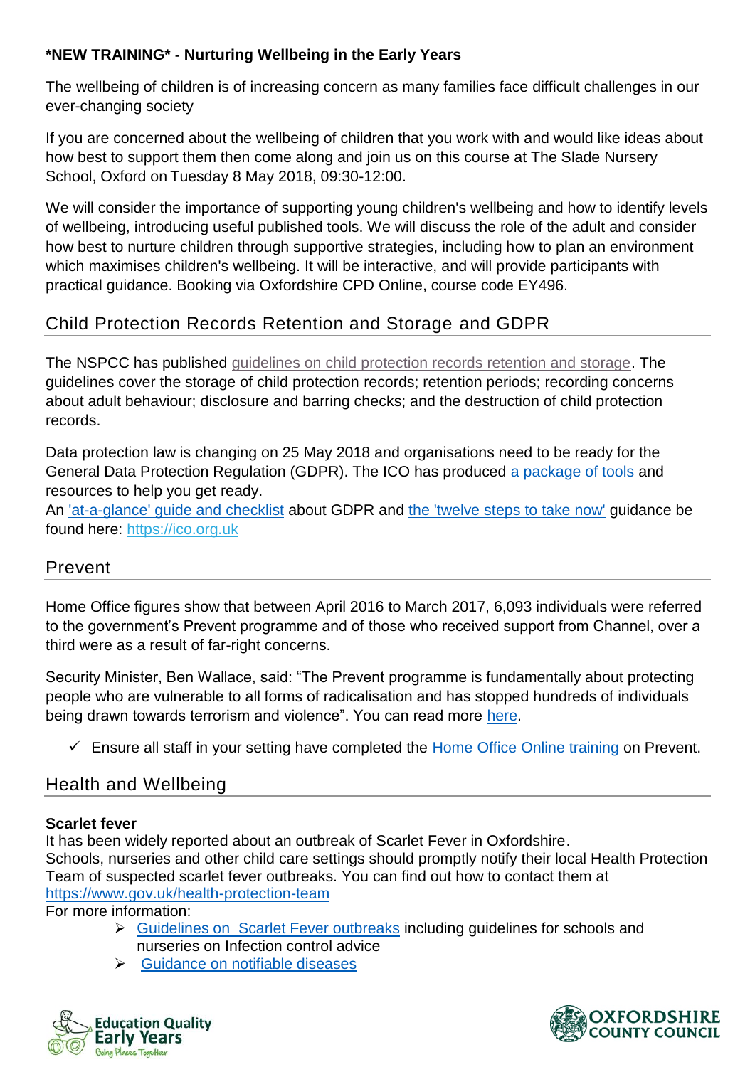**\*NEW TRAINING\* - Nurturing Wellbeing in the Early Years**

The wellbeing of children is of increasing concern as many families face difficult challenges in our ever-changing society

If you are concerned about the wellbeing of children that you work with and would like ideas about how best to support them then come along and join us on this course at The Slade Nursery School, Oxford on Tuesday 8 May 2018, 09:30-12:00.

We will consider the importance of supporting young children's wellbeing and how to identify levels of wellbeing, introducing useful published tools. We will discuss the role of the adult and consider how best to nurture children through supportive strategies, including how to plan an environment which maximises children's wellbeing. It will be interactive, and will provide participants with practical guidance. Booking via Oxfordshire CPD Online, course code EY496.

## Child Protection Records Retention and Storage and GDPR

The NSPCC has published guidelines on child protection records retention and storage. The guidelines cover the storage of child protection records; retention periods; recording concerns about adult behaviour; disclosure and barring checks; and the destruction of child protection records.

Data protection law is changing on 25 May 2018 and organisations need to be ready for the General Data Protection Regulation (GDPR). The ICO has produced a package of tools and resources to help you get ready.
An 'at-a-glance' guide and checklist about GDPR and the 'twelve steps to take now' guidance be found here: https://ico.org.uk

## Prevent

Home Office figures show that between April 2016 to March 2017, 6,093 individuals were referred to the government's Prevent programme and of those who received support from Channel, over a third were as a result of far-right concerns.

Security Minister, Ben Wallace, said: "The Prevent programme is fundamentally about protecting people who are vulnerable to all forms of radicalisation and has stopped hundreds of individuals being drawn towards terrorism and violence". You can read more here.

- ✓ Ensure all staff in your setting have completed the Home Office Online training on Prevent.

## Health and Wellbeing

**Scarlet fever**

It has been widely reported about an outbreak of Scarlet Fever in Oxfordshire.
Schools, nurseries and other child care settings should promptly notify their local Health Protection Team of suspected scarlet fever outbreaks. You can find out how to contact them at https://www.gov.uk/health-protection-team
For more information:

- Guidelines on Scarlet Fever outbreaks including guidelines for schools and nurseries on Infection control advice
- Guidance on notifiable diseases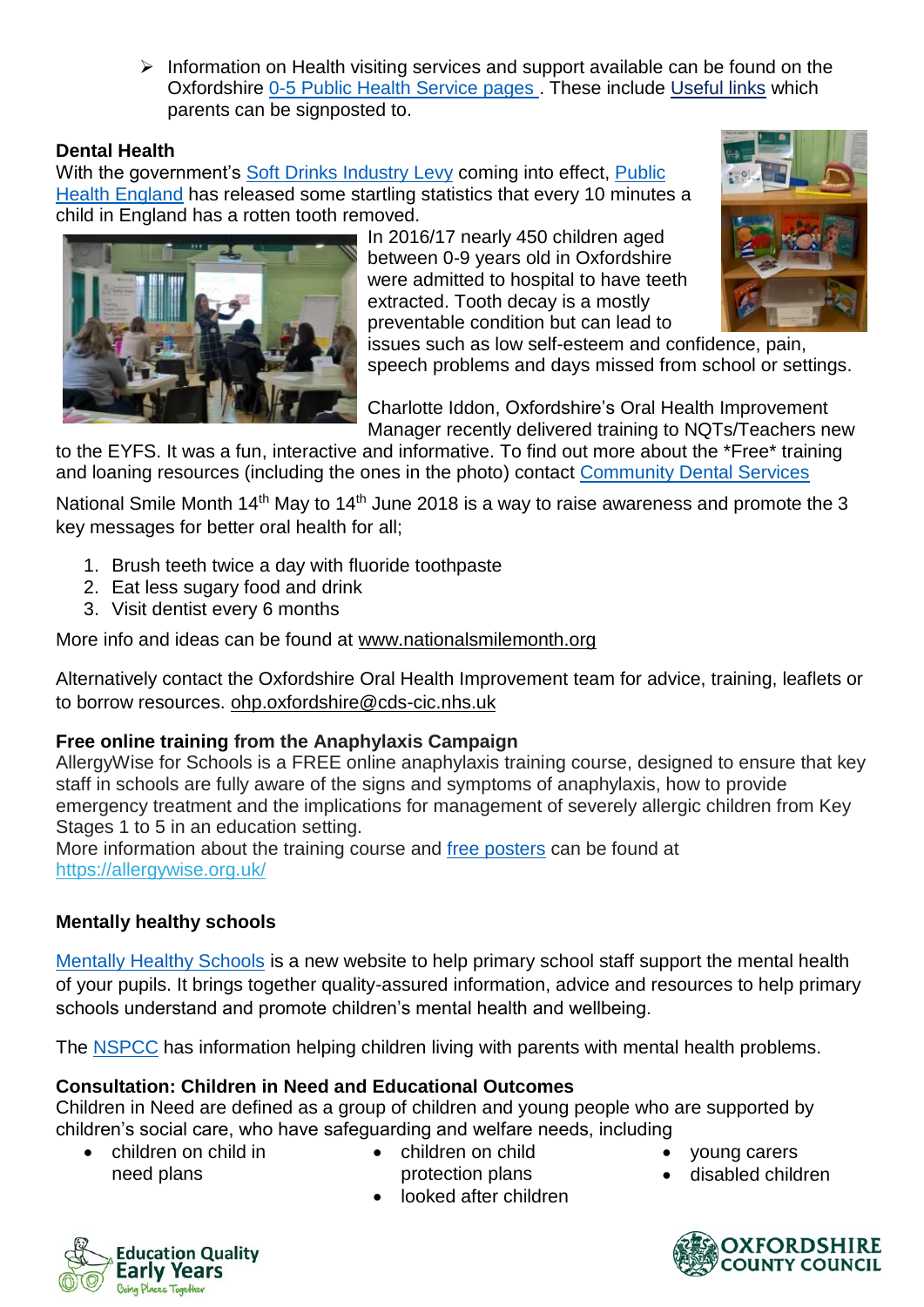- Information on Health visiting services and support available can be found on the Oxfordshire 0-5 Public Health Service pages . These include Useful links which parents can be signposted to.

**Dental Health**

With the government's Soft Drinks Industry Levy coming into effect, Public Health England has released some startling statistics that every 10 minutes a child in England has a rotten tooth removed.

In 2016/17 nearly 450 children aged between 0-9 years old in Oxfordshire were admitted to hospital to have teeth extracted. Tooth decay is a mostly preventable condition but can lead to issues such as low self-esteem and confidence, pain, speech problems and days missed from school or settings.

Charlotte Iddon, Oxfordshire's Oral Health Improvement Manager recently delivered training to NQTs/Teachers new to the EYFS. It was a fun, interactive and informative. To find out more about the *Free* training and loaning resources (including the ones in the photo) contact Community Dental Services

National Smile Month 14th May to 14th June 2018 is a way to raise awareness and promote the 3 key messages for better oral health for all;

1. Brush teeth twice a day with fluoride toothpaste
2. Eat less sugary food and drink
3. Visit dentist every 6 months

More info and ideas can be found at www.nationalsmilemonth.org

Alternatively contact the Oxfordshire Oral Health Improvement team for advice, training, leaflets or to borrow resources. ohp.oxfordshire@cds-cic.nhs.uk

**Free online training from the Anaphylaxis Campaign**

AllergyWise for Schools is a FREE online anaphylaxis training course, designed to ensure that key staff in schools are fully aware of the signs and symptoms of anaphylaxis, how to provide emergency treatment and the implications for management of severely allergic children from Key Stages 1 to 5 in an education setting.

More information about the training course and free posters can be found at https://allergywise.org.uk/

**Mentally healthy schools**

Mentally Healthy Schools is a new website to help primary school staff support the mental health of your pupils. It brings together quality-assured information, advice and resources to help primary schools understand and promote children's mental health and wellbeing.

The NSPCC has information helping children living with parents with mental health problems.

**Consultation: Children in Need and Educational Outcomes**

Children in Need are defined as a group of children and young people who are supported by children's social care, who have safeguarding and welfare needs, including

- children on child in need plans
- children on child protection plans
- looked after children
- young carers
- disabled children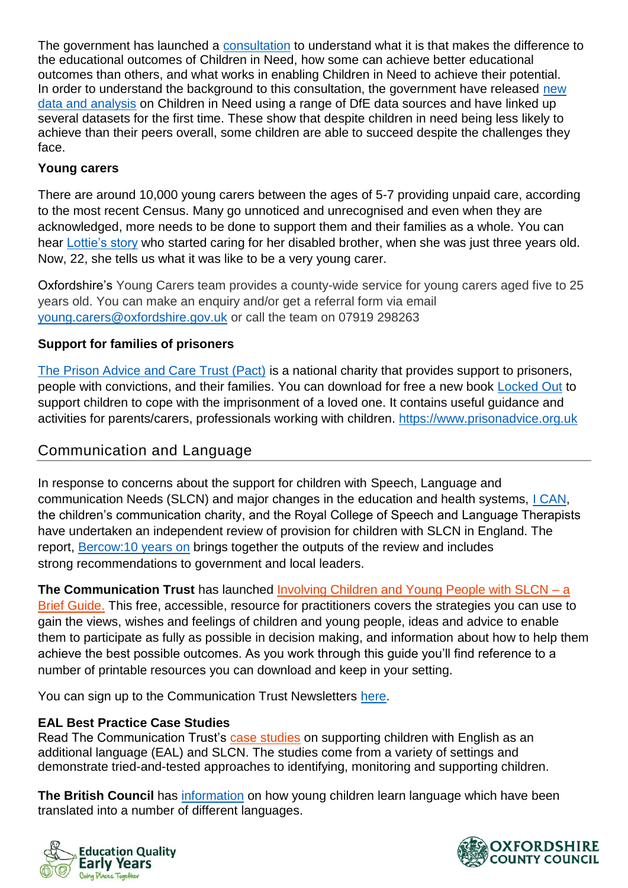The government has launched a consultation to understand what it is that makes the difference to the educational outcomes of Children in Need, how some can achieve better educational outcomes than others, and what works in enabling Children in Need to achieve their potential. In order to understand the background to this consultation, the government have released new data and analysis on Children in Need using a range of DfE data sources and have linked up several datasets for the first time. These show that despite children in need being less likely to achieve than their peers overall, some children are able to succeed despite the challenges they face.

**Young carers**

There are around 10,000 young carers between the ages of 5-7 providing unpaid care, according to the most recent Census. Many go unnoticed and unrecognised and even when they are acknowledged, more needs to be done to support them and their families as a whole. You can hear Lottie's story who started caring for her disabled brother, when she was just three years old. Now, 22, she tells us what it was like to be a very young carer.

Oxfordshire's Young Carers team provides a county-wide service for young carers aged five to 25 years old. You can make an enquiry and/or get a referral form via email young.carers@oxfordshire.gov.uk or call the team on 07919 298263

**Support for families of prisoners**

The Prison Advice and Care Trust (Pact) is a national charity that provides support to prisoners, people with convictions, and their families. You can download for free a new book Locked Out to support children to cope with the imprisonment of a loved one. It contains useful guidance and activities for parents/carers, professionals working with children. https://www.prisonadvice.org.uk

## Communication and Language

In response to concerns about the support for children with Speech, Language and communication Needs (SLCN) and major changes in the education and health systems, I CAN, the children's communication charity, and the Royal College of Speech and Language Therapists have undertaken an independent review of provision for children with SLCN in England. The report, Bercow:10 years on brings together the outputs of the review and includes strong recommendations to government and local leaders.

**The Communication Trust** has launched Involving Children and Young People with SLCN – a Brief Guide. This free, accessible, resource for practitioners covers the strategies you can use to gain the views, wishes and feelings of children and young people, ideas and advice to enable them to participate as fully as possible in decision making, and information about how to help them achieve the best possible outcomes. As you work through this guide you'll find reference to a number of printable resources you can download and keep in your setting.

You can sign up to the Communication Trust Newsletters here.

**EAL Best Practice Case Studies**
Read The Communication Trust's case studies on supporting children with English as an additional language (EAL) and SLCN. The studies come from a variety of settings and demonstrate tried-and-tested approaches to identifying, monitoring and supporting children.

**The British Council** has information on how young children learn language which have been translated into a number of different languages.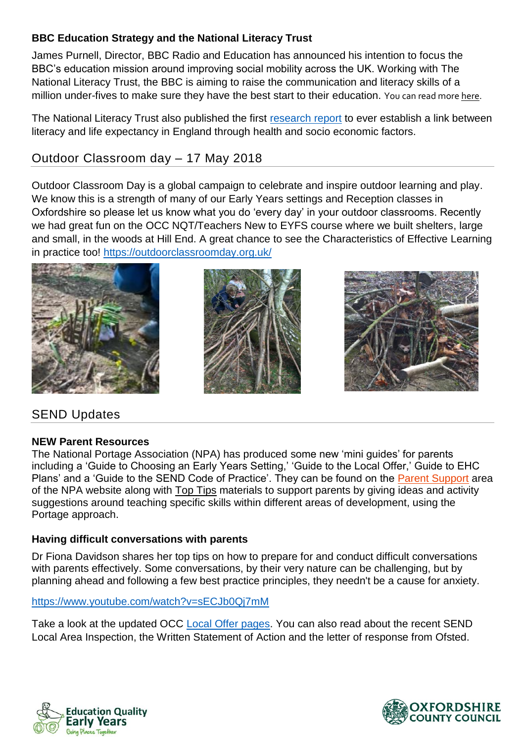### BBC Education Strategy and the National Literacy Trust

James Purnell, Director, BBC Radio and Education has announced his intention to focus the BBC's education mission around improving social mobility across the UK. Working with The National Literacy Trust, the BBC is aiming to raise the communication and literacy skills of a million under-fives to make sure they have the best start to their education. You can read more here.

The National Literacy Trust also published the first research report to ever establish a link between literacy and life expectancy in England through health and socio economic factors.

## Outdoor Classroom day – 17 May 2018

Outdoor Classroom Day is a global campaign to celebrate and inspire outdoor learning and play. We know this is a strength of many of our Early Years settings and Reception classes in Oxfordshire so please let us know what you do 'every day' in your outdoor classrooms. Recently we had great fun on the OCC NQT/Teachers New to EYFS course where we built shelters, large and small, in the woods at Hill End. A great chance to see the Characteristics of Effective Learning in practice too! https://outdoorclassroomday.org.uk/

## SEND Updates

### NEW Parent Resources

The National Portage Association (NPA) has produced some new 'mini guides' for parents including a 'Guide to Choosing an Early Years Setting,' 'Guide to the Local Offer,' Guide to EHC Plans' and a 'Guide to the SEND Code of Practice'. They can be found on the Parent Support area of the NPA website along with Top Tips materials to support parents by giving ideas and activity suggestions around teaching specific skills within different areas of development, using the Portage approach.

### Having difficult conversations with parents

Dr Fiona Davidson shares her top tips on how to prepare for and conduct difficult conversations with parents effectively. Some conversations, by their very nature can be challenging, but by planning ahead and following a few best practice principles, they needn't be a cause for anxiety.

https://www.youtube.com/watch?v=sECJb0Qj7mM

Take a look at the updated OCC Local Offer pages. You can also read about the recent SEND Local Area Inspection, the Written Statement of Action and the letter of response from Ofsted.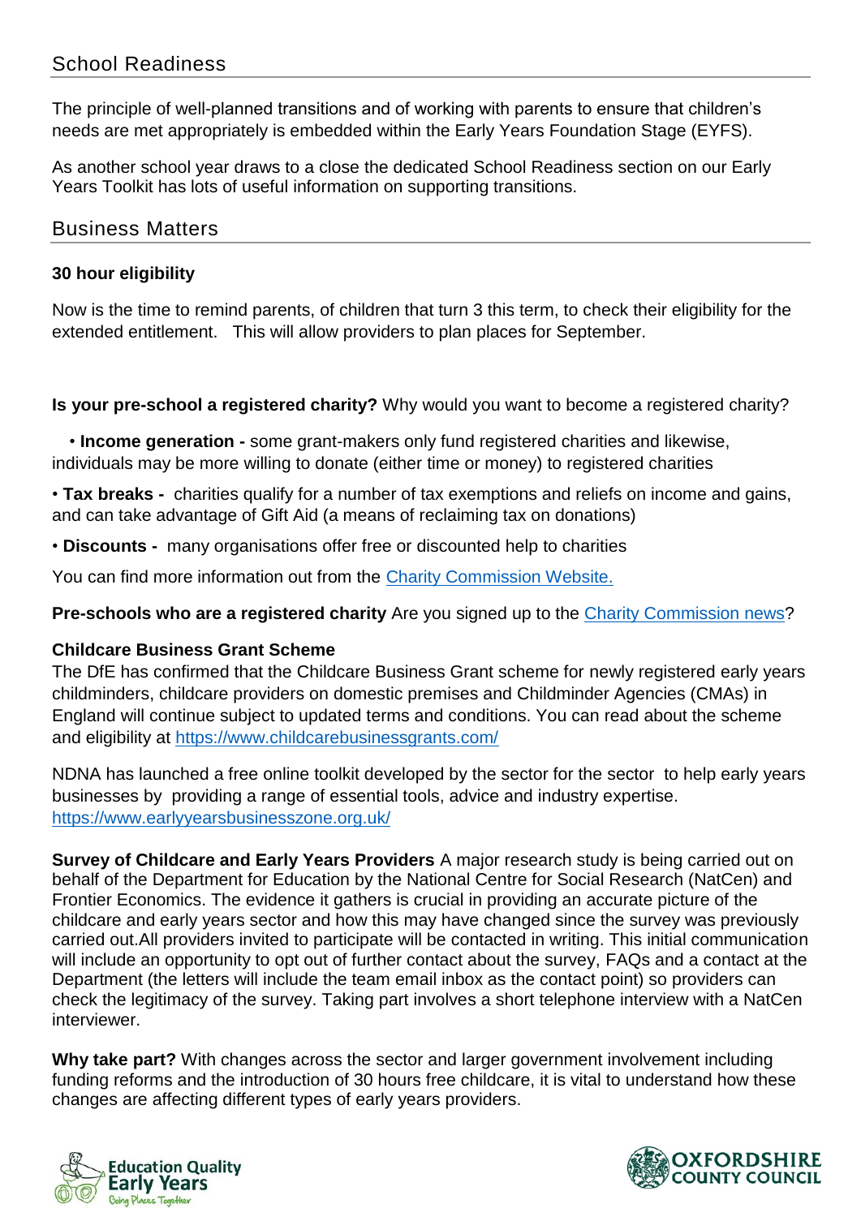## School Readiness

The principle of well-planned transitions and of working with parents to ensure that children's needs are met appropriately is embedded within the Early Years Foundation Stage (EYFS).

As another school year draws to a close the dedicated School Readiness section on our Early Years Toolkit has lots of useful information on supporting transitions.

## Business Matters

**30 hour eligibility**

Now is the time to remind parents, of children that turn 3 this term, to check their eligibility for the extended entitlement. This will allow providers to plan places for September.

**Is your pre-school a registered charity?** Why would you want to become a registered charity?

- **Income generation -** some grant-makers only fund registered charities and likewise, individuals may be more willing to donate (either time or money) to registered charities
- **Tax breaks -** charities qualify for a number of tax exemptions and reliefs on income and gains, and can take advantage of Gift Aid (a means of reclaiming tax on donations)
- **Discounts -** many organisations offer free or discounted help to charities

You can find more information out from the Charity Commission Website.

**Pre-schools who are a registered charity** Are you signed up to the Charity Commission news?

**Childcare Business Grant Scheme**
The DfE has confirmed that the Childcare Business Grant scheme for newly registered early years childminders, childcare providers on domestic premises and Childminder Agencies (CMAs) in England will continue subject to updated terms and conditions. You can read about the scheme and eligibility at https://www.childcarebusinessgrants.com/

NDNA has launched a free online toolkit developed by the sector for the sector to help early years businesses by providing a range of essential tools, advice and industry expertise. https://www.earlyyearsbusinesszone.org.uk/

**Survey of Childcare and Early Years Providers** A major research study is being carried out on behalf of the Department for Education by the National Centre for Social Research (NatCen) and Frontier Economics. The evidence it gathers is crucial in providing an accurate picture of the childcare and early years sector and how this may have changed since the survey was previously carried out.All providers invited to participate will be contacted in writing. This initial communication will include an opportunity to opt out of further contact about the survey, FAQs and a contact at the Department (the letters will include the team email inbox as the contact point) so providers can check the legitimacy of the survey. Taking part involves a short telephone interview with a NatCen interviewer.

**Why take part?** With changes across the sector and larger government involvement including funding reforms and the introduction of 30 hours free childcare, it is vital to understand how these changes are affecting different types of early years providers.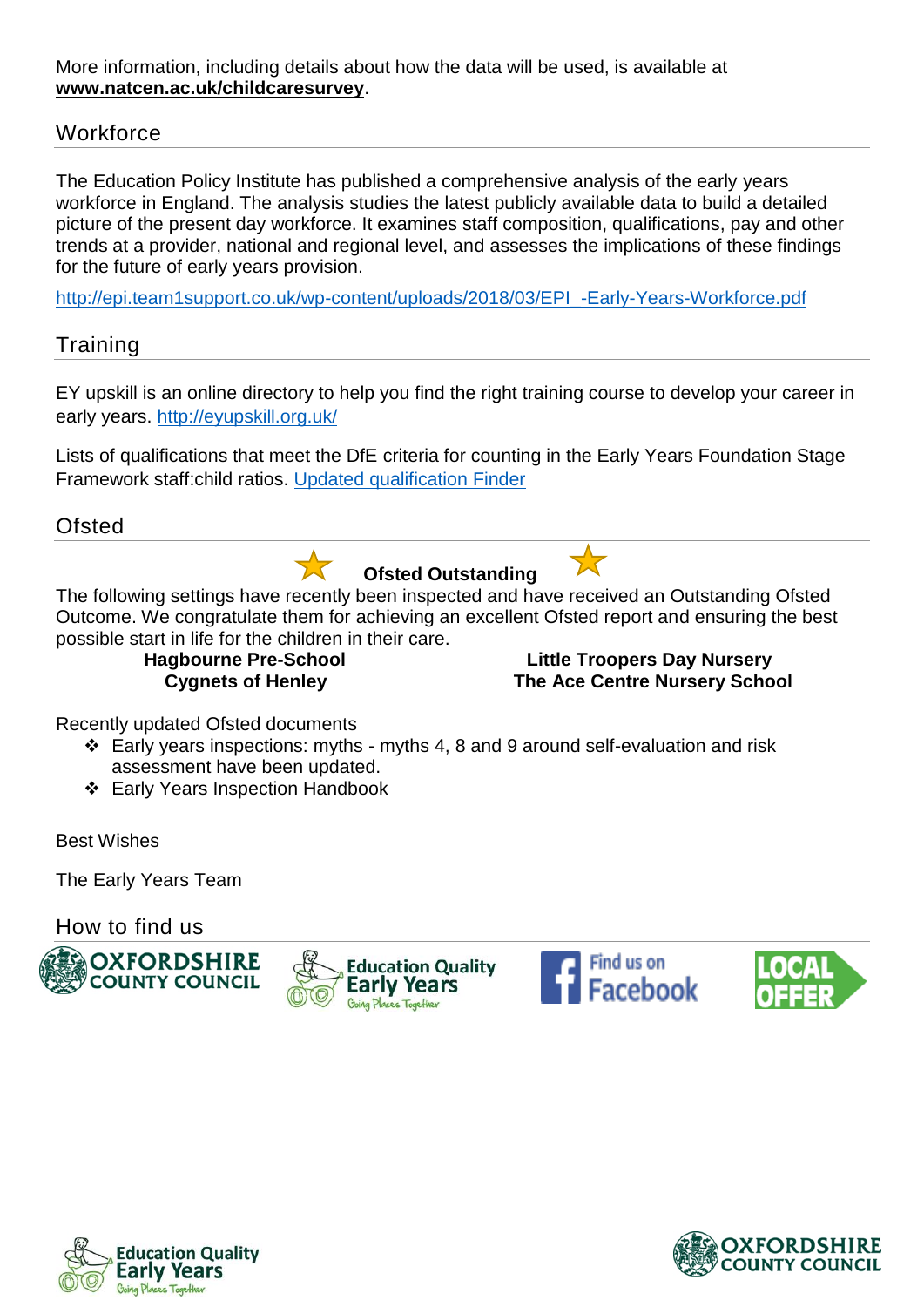More information, including details about how the data will be used, is available at **www.natcen.ac.uk/childcaresurvey**.

## Workforce

The Education Policy Institute has published a comprehensive analysis of the early years workforce in England. The analysis studies the latest publicly available data to build a detailed picture of the present day workforce. It examines staff composition, qualifications, pay and other trends at a provider, national and regional level, and assesses the implications of these findings for the future of early years provision.

http://epi.team1support.co.uk/wp-content/uploads/2018/03/EPI_-Early-Years-Workforce.pdf

## Training

EY upskill is an online directory to help you find the right training course to develop your career in early years. http://eyupskill.org.uk/

Lists of qualifications that meet the DfE criteria for counting in the Early Years Foundation Stage Framework staff:child ratios. Updated qualification Finder

## Ofsted

**Ofsted Outstanding**

The following settings have recently been inspected and have received an Outstanding Ofsted Outcome. We congratulate them for achieving an excellent Ofsted report and ensuring the best possible start in life for the children in their care.

**Hagbourne Pre-School**
**Cygnets of Henley**
**Little Troopers Day Nursery**
**The Ace Centre Nursery School**

Recently updated Ofsted documents

- Early years inspections: myths - myths 4, 8 and 9 around self-evaluation and risk assessment have been updated.
- Early Years Inspection Handbook

Best Wishes

The Early Years Team

## How to find us

OXFORDSHIRE COUNTY COUNCIL

Education Quality Early Years Going Places Together

Find us on Facebook

LOCAL OFFER